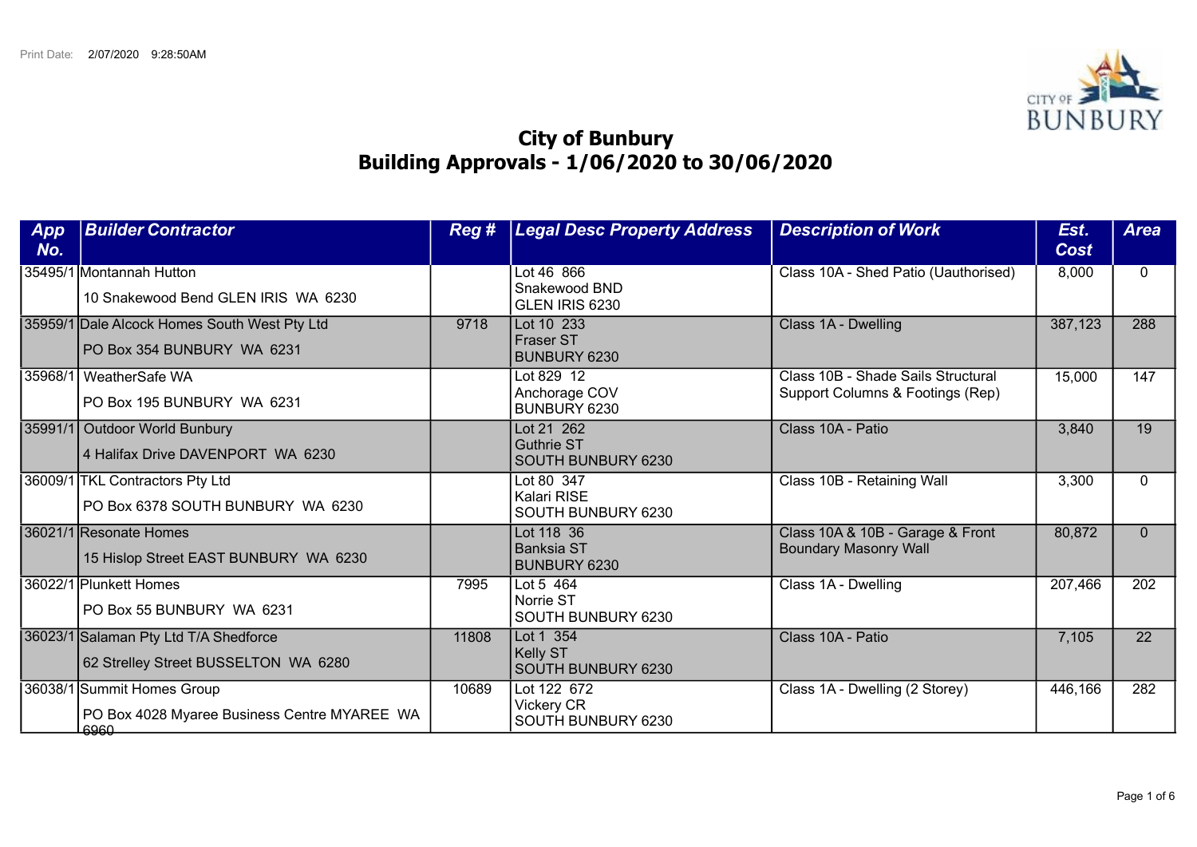Print Date: 2/07/2020 9:28:50AM

# City of Bunbury
## Building Approvals - 1/06/2020 to 30/06/2020

| App No. | Builder Contractor | Reg # | Legal Desc Property Address | Description of Work | Est. Cost | Area |
|---|---|---|---|---|---|---|
| 35495/1 | Montannah Hutton<br>10 Snakewood Bend GLEN IRIS WA 6230 | | Lot 46 866<br>Snakewood BND<br>GLEN IRIS 6230 | Class 10A - Shed Patio (Uauthorised) | 8,000 | 0 |
| 35959/1 | Dale Alcock Homes South West Pty Ltd<br>PO Box 354 BUNBURY WA 6231 | 9718 | Lot 10 233<br>Fraser ST<br>BUNBURY 6230 | Class 1A - Dwelling | 387,123 | 288 |
| 35968/1 | WeatherSafe WA<br>PO Box 195 BUNBURY WA 6231 | | Lot 829 12<br>Anchorage COV<br>BUNBURY 6230 | Class 10B - Shade Sails Structural Support Columns & Footings (Rep) | 15,000 | 147 |
| 35991/1 | Outdoor World Bunbury<br>4 Halifax Drive DAVENPORT WA 6230 | | Lot 21 262<br>Guthrie ST<br>SOUTH BUNBURY 6230 | Class 10A - Patio | 3,840 | 19 |
| 36009/1 | TKL Contractors Pty Ltd<br>PO Box 6378 SOUTH BUNBURY WA 6230 | | Lot 80 347<br>Kalari RISE<br>SOUTH BUNBURY 6230 | Class 10B - Retaining Wall | 3,300 | 0 |
| 36021/1 | Resonate Homes<br>15 Hislop Street EAST BUNBURY WA 6230 | | Lot 118 36<br>Banksia ST<br>BUNBURY 6230 | Class 10A & 10B - Garage & Front Boundary Masonry Wall | 80,872 | 0 |
| 36022/1 | Plunkett Homes<br>PO Box 55 BUNBURY WA 6231 | 7995 | Lot 5 464<br>Norrie ST<br>SOUTH BUNBURY 6230 | Class 1A - Dwelling | 207,466 | 202 |
| 36023/1 | Salaman Pty Ltd T/A Shedforce<br>62 Strelley Street BUSSELTON WA 6280 | 11808 | Lot 1 354<br>Kelly ST<br>SOUTH BUNBURY 6230 | Class 10A - Patio | 7,105 | 22 |
| 36038/1 | Summit Homes Group<br>PO Box 4028 Myaree Business Centre MYAREE WA 6960 | 10689 | Lot 122 672<br>Vickery CR<br>SOUTH BUNBURY 6230 | Class 1A - Dwelling (2 Storey) | 446,166 | 282 |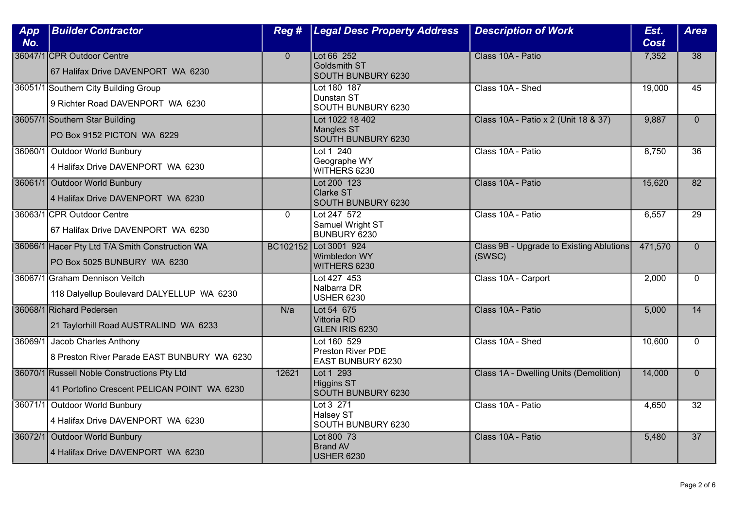| App No. | Builder Contractor | Reg # | Legal Desc Property Address | Description of Work | Est. Cost | Area |
|---|---|---|---|---|---|---|
| 36047/1 | CPR Outdoor Centre<br>67 Halifax Drive DAVENPORT WA 6230 | 0 | Lot 66 252<br>Goldsmith ST<br>SOUTH BUNBURY 6230 | Class 10A - Patio | 7,352 | 38 |
| 36051/1 | Southern City Building Group<br>9 Richter Road DAVENPORT WA 6230 | | Lot 180 187<br>Dunstan ST<br>SOUTH BUNBURY 6230 | Class 10A - Shed | 19,000 | 45 |
| 36057/1 | Southern Star Building<br>PO Box 9152 PICTON WA 6229 | | Lot 1022 18 402<br>Mangles ST<br>SOUTH BUNBURY 6230 | Class 10A - Patio x 2 (Unit 18 & 37) | 9,887 | 0 |
| 36060/1 | Outdoor World Bunbury<br>4 Halifax Drive DAVENPORT WA 6230 | | Lot 1 240<br>Geographe WY<br>WITHERS 6230 | Class 10A - Patio | 8,750 | 36 |
| 36061/1 | Outdoor World Bunbury<br>4 Halifax Drive DAVENPORT WA 6230 | | Lot 200 123<br>Clarke ST<br>SOUTH BUNBURY 6230 | Class 10A - Patio | 15,620 | 82 |
| 36063/1 | CPR Outdoor Centre<br>67 Halifax Drive DAVENPORT WA 6230 | 0 | Lot 247 572<br>Samuel Wright ST<br>BUNBURY 6230 | Class 10A - Patio | 6,557 | 29 |
| 36066/1 | Hacer Pty Ltd T/A Smith Construction WA<br>PO Box 5025 BUNBURY WA 6230 | BC102152 | Lot 3001 924<br>Wimbledon WY<br>WITHERS 6230 | Class 9B - Upgrade to Existing Ablutions (SWSC) | 471,570 | 0 |
| 36067/1 | Graham Dennison Veitch<br>118 Dalyellup Boulevard DALYELLUP WA 6230 | | Lot 427 453<br>Nalbarra DR<br>USHER 6230 | Class 10A - Carport | 2,000 | 0 |
| 36068/1 | Richard Pedersen<br>21 Taylorhill Road AUSTRALIND WA 6233 | N/a | Lot 54 675<br>Vittoria RD<br>GLEN IRIS 6230 | Class 10A - Patio | 5,000 | 14 |
| 36069/1 | Jacob Charles Anthony<br>8 Preston River Parade EAST BUNBURY WA 6230 | | Lot 160 529<br>Preston River PDE<br>EAST BUNBURY 6230 | Class 10A - Shed | 10,600 | 0 |
| 36070/1 | Russell Noble Constructions Pty Ltd<br>41 Portofino Crescent PELICAN POINT WA 6230 | 12621 | Lot 1 293<br>Higgins ST<br>SOUTH BUNBURY 6230 | Class 1A - Dwelling Units (Demolition) | 14,000 | 0 |
| 36071/1 | Outdoor World Bunbury<br>4 Halifax Drive DAVENPORT WA 6230 | | Lot 3 271<br>Halsey ST<br>SOUTH BUNBURY 6230 | Class 10A - Patio | 4,650 | 32 |
| 36072/1 | Outdoor World Bunbury<br>4 Halifax Drive DAVENPORT WA 6230 | | Lot 800 73<br>Brand AV<br>USHER 6230 | Class 10A - Patio | 5,480 | 37 |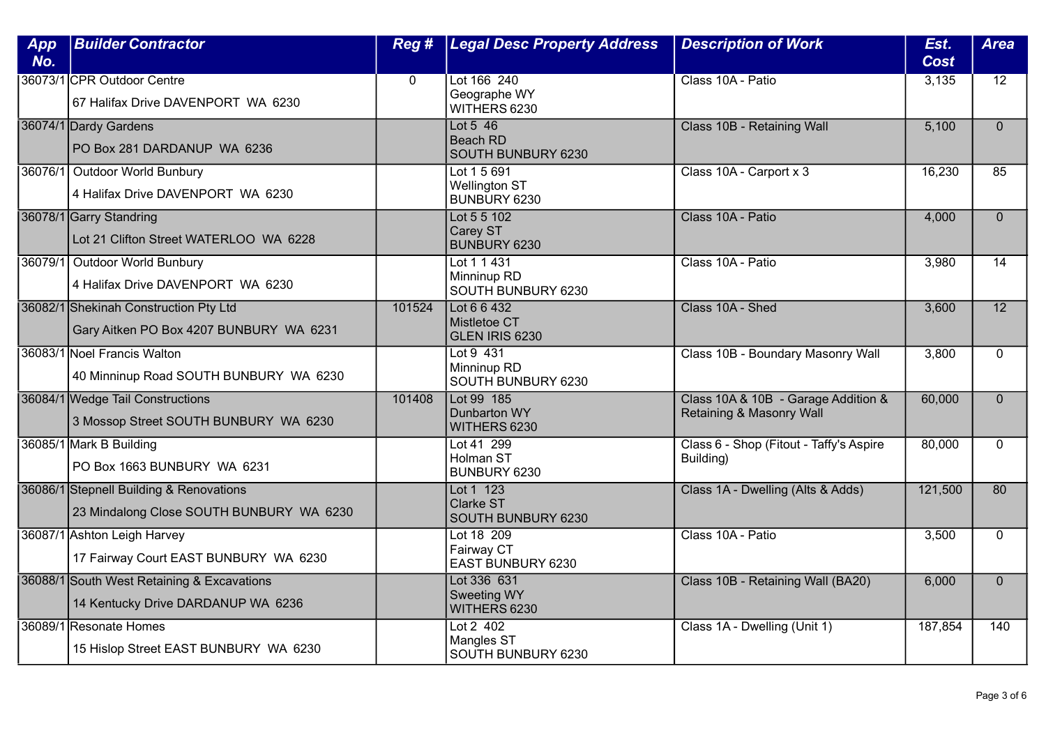| App No. | Builder Contractor | Reg # | Legal Desc Property Address | Description of Work | Est. Cost | Area |
|---|---|---|---|---|---|---|
| 36073/1 | CPR Outdoor Centre<br>67 Halifax Drive DAVENPORT WA 6230 | 0 | Lot 166 240<br>Geographe WY<br>WITHERS 6230 | Class 10A - Patio | 3,135 | 12 |
| 36074/1 | Dardy Gardens<br>PO Box 281 DARDANUP WA 6236 | | Lot 5 46<br>Beach RD<br>SOUTH BUNBURY 6230 | Class 10B - Retaining Wall | 5,100 | 0 |
| 36076/1 | Outdoor World Bunbury<br>4 Halifax Drive DAVENPORT WA 6230 | | Lot 1 5 691<br>Wellington ST<br>BUNBURY 6230 | Class 10A - Carport x 3 | 16,230 | 85 |
| 36078/1 | Garry Standring<br>Lot 21 Clifton Street WATERLOO WA 6228 | | Lot 5 5 102<br>Carey ST<br>BUNBURY 6230 | Class 10A - Patio | 4,000 | 0 |
| 36079/1 | Outdoor World Bunbury<br>4 Halifax Drive DAVENPORT WA 6230 | | Lot 1 1 431<br>Minninup RD<br>SOUTH BUNBURY 6230 | Class 10A - Patio | 3,980 | 14 |
| 36082/1 | Shekinah Construction Pty Ltd<br>Gary Aitken PO Box 4207 BUNBURY WA 6231 | 101524 | Lot 6 6 432<br>Mistletoe CT<br>GLEN IRIS 6230 | Class 10A - Shed | 3,600 | 12 |
| 36083/1 | Noel Francis Walton<br>40 Minninup Road SOUTH BUNBURY WA 6230 | | Lot 9 431<br>Minninup RD<br>SOUTH BUNBURY 6230 | Class 10B - Boundary Masonry Wall | 3,800 | 0 |
| 36084/1 | Wedge Tail Constructions<br>3 Mossop Street SOUTH BUNBURY WA 6230 | 101408 | Lot 99 185<br>Dunbarton WY<br>WITHERS 6230 | Class 10A & 10B - Garage Addition & Retaining & Masonry Wall | 60,000 | 0 |
| 36085/1 | Mark B Building<br>PO Box 1663 BUNBURY WA 6231 | | Lot 41 299<br>Holman ST<br>BUNBURY 6230 | Class 6 - Shop (Fitout - Taffy's Aspire Building) | 80,000 | 0 |
| 36086/1 | Stepnell Building & Renovations<br>23 Mindalong Close SOUTH BUNBURY WA 6230 | | Lot 1 123<br>Clarke ST<br>SOUTH BUNBURY 6230 | Class 1A - Dwelling (Alts & Adds) | 121,500 | 80 |
| 36087/1 | Ashton Leigh Harvey<br>17 Fairway Court EAST BUNBURY WA 6230 | | Lot 18 209<br>Fairway CT<br>EAST BUNBURY 6230 | Class 10A - Patio | 3,500 | 0 |
| 36088/1 | South West Retaining & Excavations<br>14 Kentucky Drive DARDANUP WA 6236 | | Lot 336 631<br>Sweeting WY<br>WITHERS 6230 | Class 10B - Retaining Wall (BA20) | 6,000 | 0 |
| 36089/1 | Resonate Homes<br>15 Hislop Street EAST BUNBURY WA 6230 | | Lot 2 402<br>Mangles ST<br>SOUTH BUNBURY 6230 | Class 1A - Dwelling (Unit 1) | 187,854 | 140 |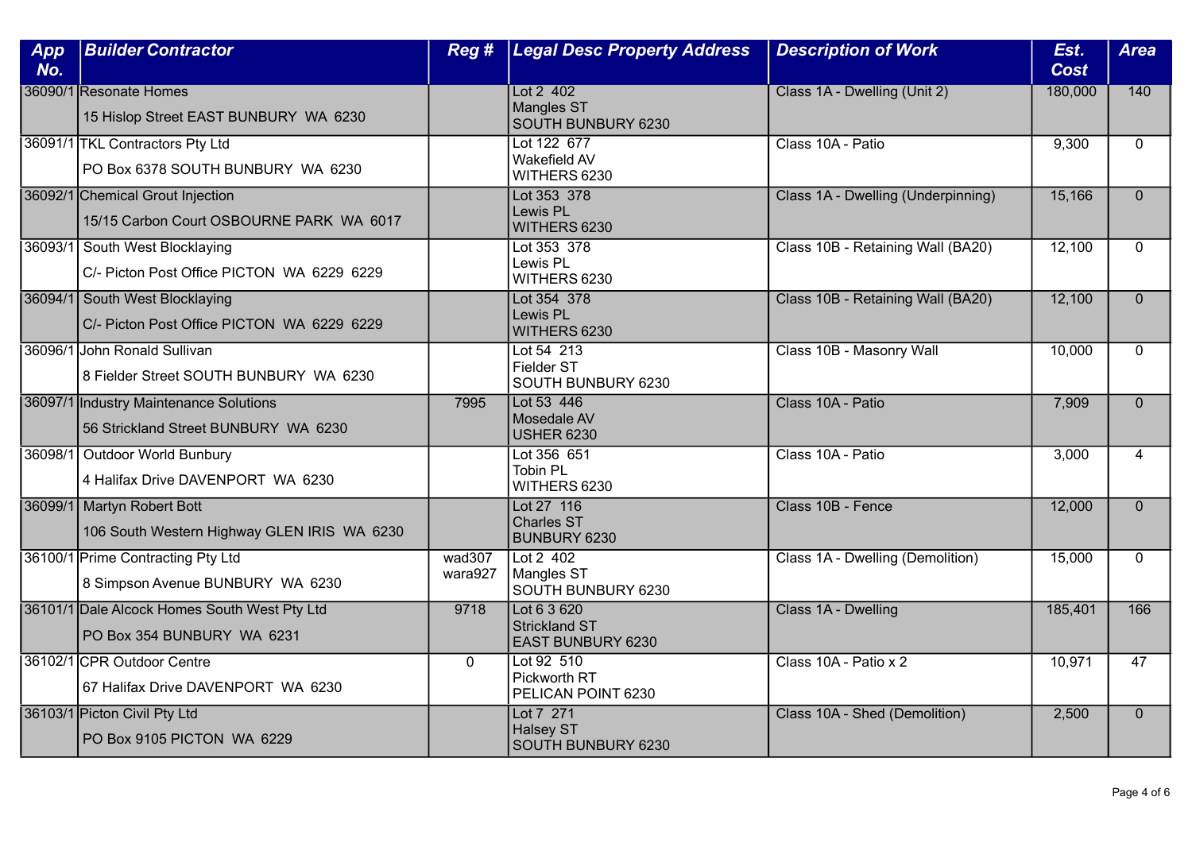| App No. | Builder Contractor | Reg # | Legal Desc Property Address | Description of Work | Est. Cost | Area |
|---|---|---|---|---|---|---|
| 36090/1 | Resonate Homes<br>15 Hislop Street EAST BUNBURY WA 6230 | | Lot 2 402<br>Mangles ST<br>SOUTH BUNBURY 6230 | Class 1A - Dwelling (Unit 2) | 180,000 | 140 |
| 36091/1 | TKL Contractors Pty Ltd<br>PO Box 6378 SOUTH BUNBURY WA 6230 | | Lot 122 677<br>Wakefield AV<br>WITHERS 6230 | Class 10A - Patio | 9,300 | 0 |
| 36092/1 | Chemical Grout Injection<br>15/15 Carbon Court OSBOURNE PARK WA 6017 | | Lot 353 378<br>Lewis PL<br>WITHERS 6230 | Class 1A - Dwelling (Underpinning) | 15,166 | 0 |
| 36093/1 | South West Blocklaying<br>C/- Picton Post Office PICTON WA 6229 6229 | | Lot 353 378<br>Lewis PL<br>WITHERS 6230 | Class 10B - Retaining Wall (BA20) | 12,100 | 0 |
| 36094/1 | South West Blocklaying<br>C/- Picton Post Office PICTON WA 6229 6229 | | Lot 354 378<br>Lewis PL<br>WITHERS 6230 | Class 10B - Retaining Wall (BA20) | 12,100 | 0 |
| 36096/1 | John Ronald Sullivan<br>8 Fielder Street SOUTH BUNBURY WA 6230 | | Lot 54 213<br>Fielder ST<br>SOUTH BUNBURY 6230 | Class 10B - Masonry Wall | 10,000 | 0 |
| 36097/1 | Industry Maintenance Solutions<br>56 Strickland Street BUNBURY WA 6230 | 7995 | Lot 53 446<br>Mosedale AV<br>USHER 6230 | Class 10A - Patio | 7,909 | 0 |
| 36098/1 | Outdoor World Bunbury<br>4 Halifax Drive DAVENPORT WA 6230 | | Lot 356 651<br>Tobin PL<br>WITHERS 6230 | Class 10A - Patio | 3,000 | 4 |
| 36099/1 | Martyn Robert Bott<br>106 South Western Highway GLEN IRIS WA 6230 | | Lot 27 116<br>Charles ST<br>BUNBURY 6230 | Class 10B - Fence | 12,000 | 0 |
| 36100/1 | Prime Contracting Pty Ltd<br>8 Simpson Avenue BUNBURY WA 6230 | wad307<br>wara927 | Lot 2 402<br>Mangles ST<br>SOUTH BUNBURY 6230 | Class 1A - Dwelling (Demolition) | 15,000 | 0 |
| 36101/1 | Dale Alcock Homes South West Pty Ltd<br>PO Box 354 BUNBURY WA 6231 | 9718 | Lot 6 3 620<br>Strickland ST<br>EAST BUNBURY 6230 | Class 1A - Dwelling | 185,401 | 166 |
| 36102/1 | CPR Outdoor Centre<br>67 Halifax Drive DAVENPORT WA 6230 | 0 | Lot 92 510<br>Pickworth RT<br>PELICAN POINT 6230 | Class 10A - Patio x 2 | 10,971 | 47 |
| 36103/1 | Picton Civil Pty Ltd<br>PO Box 9105 PICTON WA 6229 | | Lot 7 271<br>Halsey ST<br>SOUTH BUNBURY 6230 | Class 10A - Shed (Demolition) | 2,500 | 0 |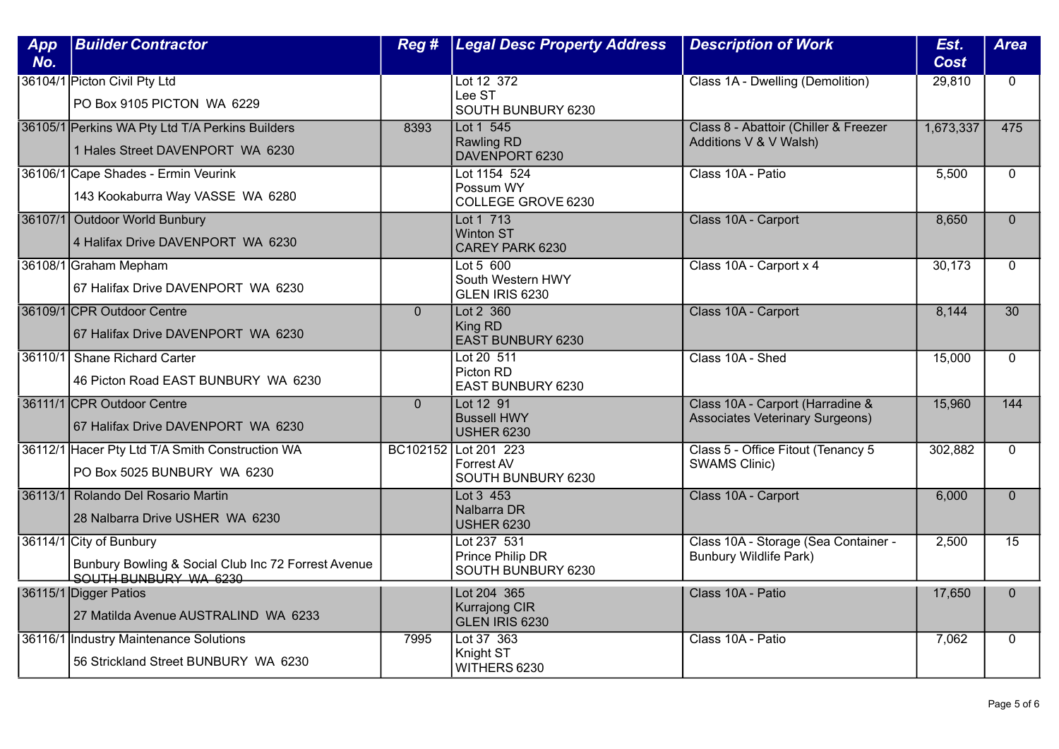| App No. | Builder Contractor | Reg # | Legal Desc Property Address | Description of Work | Est. Cost | Area |
|---|---|---|---|---|---|---|
| 36104/1 | Picton Civil Pty Ltd<br>PO Box 9105 PICTON WA 6229 | | Lot 12 372<br>Lee ST<br>SOUTH BUNBURY 6230 | Class 1A - Dwelling (Demolition) | 29,810 | 0 |
| 36105/1 | Perkins WA Pty Ltd T/A Perkins Builders<br>1 Hales Street DAVENPORT WA 6230 | 8393 | Lot 1 545<br>Rawling RD<br>DAVENPORT 6230 | Class 8 - Abattoir (Chiller & Freezer Additions V & V Walsh) | 1,673,337 | 475 |
| 36106/1 | Cape Shades - Ermin Veurink<br>143 Kookaburra Way VASSE WA 6280 | | Lot 1154 524<br>Possum WY<br>COLLEGE GROVE 6230 | Class 10A - Patio | 5,500 | 0 |
| 36107/1 | Outdoor World Bunbury<br>4 Halifax Drive DAVENPORT WA 6230 | | Lot 1 713<br>Winton ST<br>CAREY PARK 6230 | Class 10A - Carport | 8,650 | 0 |
| 36108/1 | Graham Mepham<br>67 Halifax Drive DAVENPORT WA 6230 | | Lot 5 600<br>South Western HWY<br>GLEN IRIS 6230 | Class 10A - Carport x 4 | 30,173 | 0 |
| 36109/1 | CPR Outdoor Centre<br>67 Halifax Drive DAVENPORT WA 6230 | 0 | Lot 2 360<br>King RD<br>EAST BUNBURY 6230 | Class 10A - Carport | 8,144 | 30 |
| 36110/1 | Shane Richard Carter<br>46 Picton Road EAST BUNBURY WA 6230 | | Lot 20 511<br>Picton RD<br>EAST BUNBURY 6230 | Class 10A - Shed | 15,000 | 0 |
| 36111/1 | CPR Outdoor Centre<br>67 Halifax Drive DAVENPORT WA 6230 | 0 | Lot 12 91<br>Bussell HWY<br>USHER 6230 | Class 10A - Carport (Harradine & Associates Veterinary Surgeons) | 15,960 | 144 |
| 36112/1 | Hacer Pty Ltd T/A Smith Construction WA<br>PO Box 5025 BUNBURY WA 6230 | BC102152 | Lot 201 223<br>Forrest AV<br>SOUTH BUNBURY 6230 | Class 5 - Office Fitout (Tenancy 5 SWAMS Clinic) | 302,882 | 0 |
| 36113/1 | Rolando Del Rosario Martin<br>28 Nalbarra Drive USHER WA 6230 | | Lot 3 453<br>Nalbarra DR<br>USHER 6230 | Class 10A - Carport | 6,000 | 0 |
| 36114/1 | City of Bunbury<br>Bunbury Bowling & Social Club Inc 72 Forrest Avenue SOUTH BUNBURY WA 6230 | | Lot 237 531<br>Prince Philip DR<br>SOUTH BUNBURY 6230 | Class 10A - Storage (Sea Container - Bunbury Wildlife Park) | 2,500 | 15 |
| 36115/1 | Digger Patios<br>27 Matilda Avenue AUSTRALIND WA 6233 | | Lot 204 365<br>Kurrajong CIR<br>GLEN IRIS 6230 | Class 10A - Patio | 17,650 | 0 |
| 36116/1 | Industry Maintenance Solutions<br>56 Strickland Street BUNBURY WA 6230 | 7995 | Lot 37 363<br>Knight ST<br>WITHERS 6230 | Class 10A - Patio | 7,062 | 0 |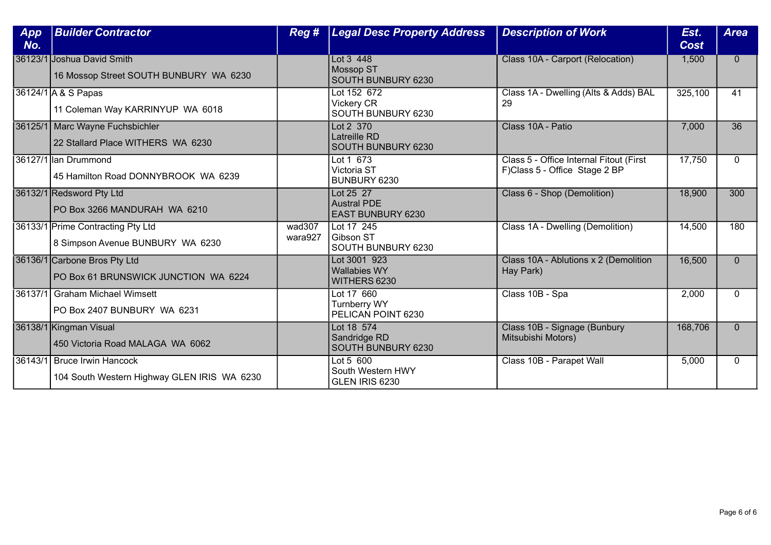| App No. | Builder Contractor | Reg # | Legal Desc Property Address | Description of Work | Est. Cost | Area |
|---|---|---|---|---|---|---|
| 36123/1 | Joshua David Smith<br>16 Mossop Street SOUTH BUNBURY WA 6230 | | Lot 3 448<br>Mossop ST<br>SOUTH BUNBURY 6230 | Class 10A - Carport (Relocation) | 1,500 | 0 |
| 36124/1 | A & S Papas<br>11 Coleman Way KARRINYUP WA 6018 | | Lot 152 672<br>Vickery CR<br>SOUTH BUNBURY 6230 | Class 1A - Dwelling (Alts & Adds) BAL 29 | 325,100 | 41 |
| 36125/1 | Marc Wayne Fuchsbichler<br>22 Stallard Place WITHERS WA 6230 | | Lot 2 370<br>Latreille RD<br>SOUTH BUNBURY 6230 | Class 10A - Patio | 7,000 | 36 |
| 36127/1 | Ian Drummond<br>45 Hamilton Road DONNYBROOK WA 6239 | | Lot 1 673<br>Victoria ST<br>BUNBURY 6230 | Class 5 - Office Internal Fitout (First F)Class 5 - Office Stage 2 BP | 17,750 | 0 |
| 36132/1 | Redsword Pty Ltd<br>PO Box 3266 MANDURAH WA 6210 | | Lot 25 27<br>Austral PDE<br>EAST BUNBURY 6230 | Class 6 - Shop (Demolition) | 18,900 | 300 |
| 36133/1 | Prime Contracting Pty Ltd<br>8 Simpson Avenue BUNBURY WA 6230 | wad307<br>wara927 | Lot 17 245<br>Gibson ST<br>SOUTH BUNBURY 6230 | Class 1A - Dwelling (Demolition) | 14,500 | 180 |
| 36136/1 | Carbone Bros Pty Ltd<br>PO Box 61 BRUNSWICK JUNCTION WA 6224 | | Lot 3001 923<br>Wallabies WY<br>WITHERS 6230 | Class 10A - Ablutions x 2 (Demolition Hay Park) | 16,500 | 0 |
| 36137/1 | Graham Michael Wimsett<br>PO Box 2407 BUNBURY WA 6231 | | Lot 17 660<br>Turnberry WY<br>PELICAN POINT 6230 | Class 10B - Spa | 2,000 | 0 |
| 36138/1 | Kingman Visual<br>450 Victoria Road MALAGA WA 6062 | | Lot 18 574<br>Sandridge RD<br>SOUTH BUNBURY 6230 | Class 10B - Signage (Bunbury Mitsubishi Motors) | 168,706 | 0 |
| 36143/1 | Bruce Irwin Hancock<br>104 South Western Highway GLEN IRIS WA 6230 | | Lot 5 600<br>South Western HWY<br>GLEN IRIS 6230 | Class 10B - Parapet Wall | 5,000 | 0 |